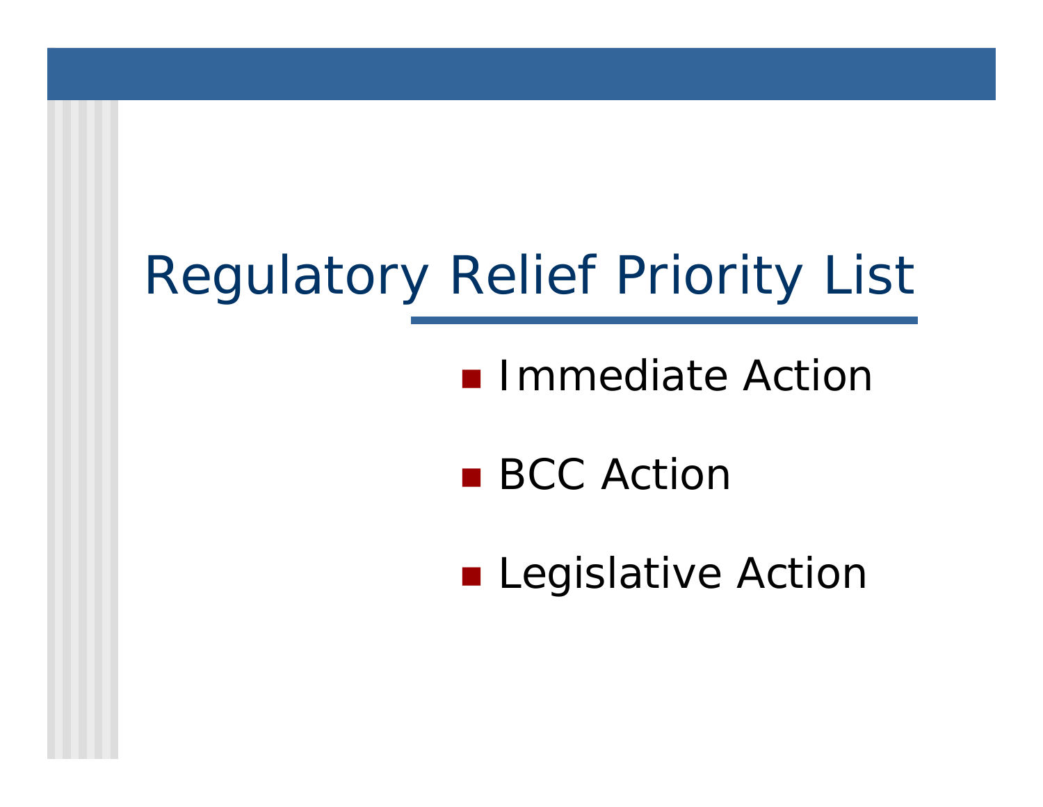# Regulatory Relief Priority List

- Immediate Action
- BCC Action
- Legislative Action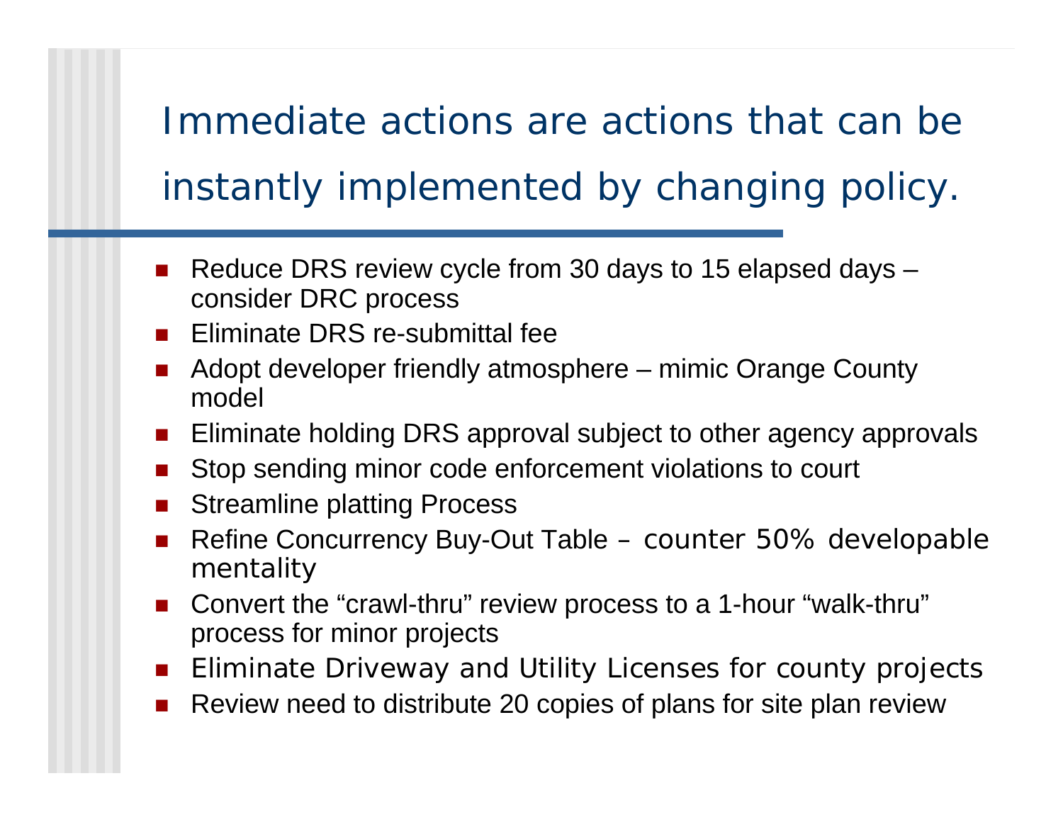# Immediate actions are actions that can be instantly implemented by changing policy.

- Reduce DRS review cycle from 30 days to 15 elapsed days – consider DRC process
- Eliminate DRS re-submittal fee
- Adopt developer friendly atmosphere – mimic Orange County model
- Eliminate holding DRS approval subject to other agency approvals
- Stop sending minor code enforcement violations to court
- Streamline platting Process
- Refine Concurrency Buy-Out Table – counter 50% developable mentality
- Convert the "crawl-thru" review process to a 1-hour "walk-thru" process for minor projects
- Eliminate Driveway and Utility Licenses for county projects
- Review need to distribute 20 copies of plans for site plan review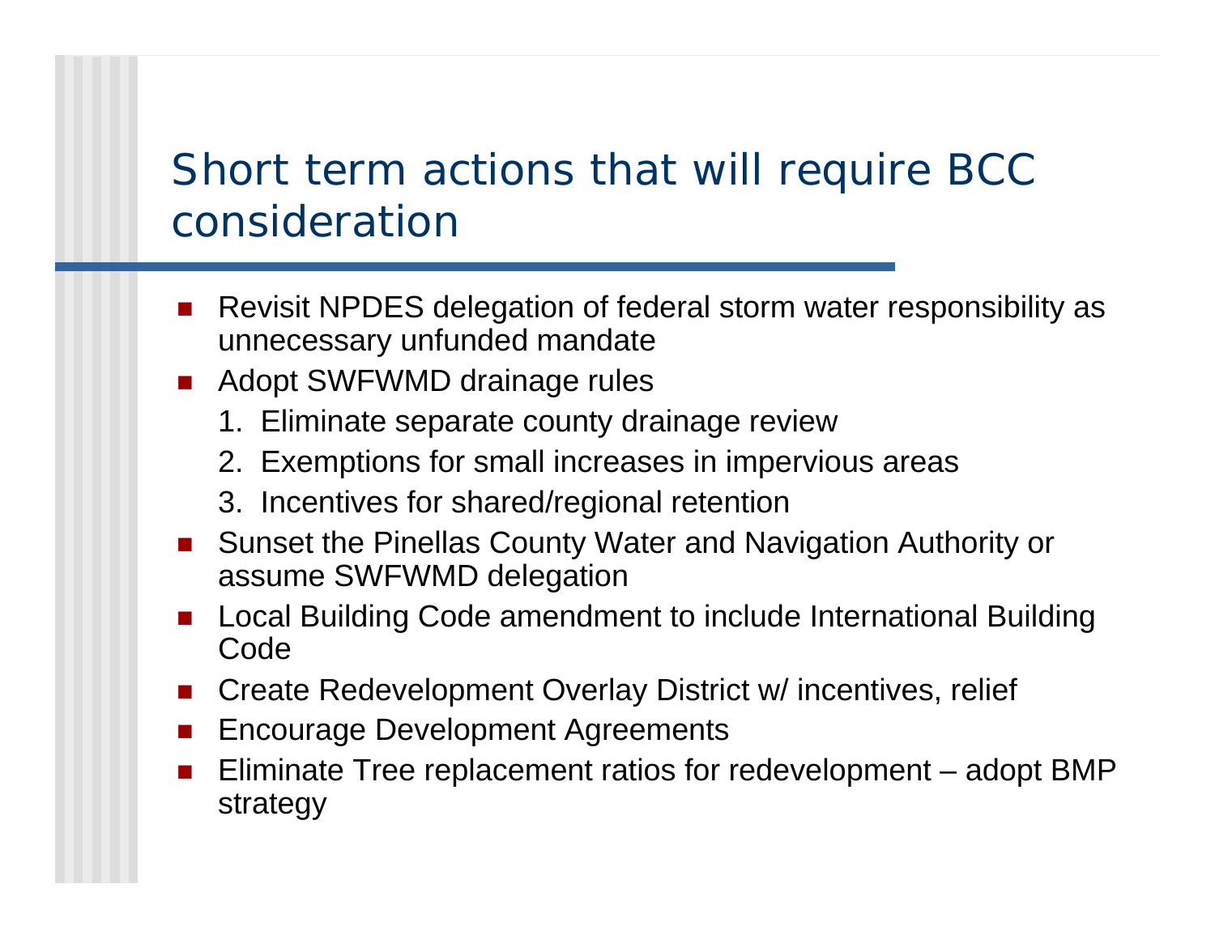# Short term actions that will require BCC consideration

- Revisit NPDES delegation of federal storm water responsibility as unnecessary unfunded mandate
- Adopt SWFWMD drainage rules
  1. Eliminate separate county drainage review
  2. Exemptions for small increases in impervious areas
  3. Incentives for shared/regional retention
- Sunset the Pinellas County Water and Navigation Authority or assume SWFWMD delegation
- Local Building Code amendment to include International Building Code
- Create Redevelopment Overlay District w/ incentives, relief
- Encourage Development Agreements
- Eliminate Tree replacement ratios for redevelopment – adopt BMP strategy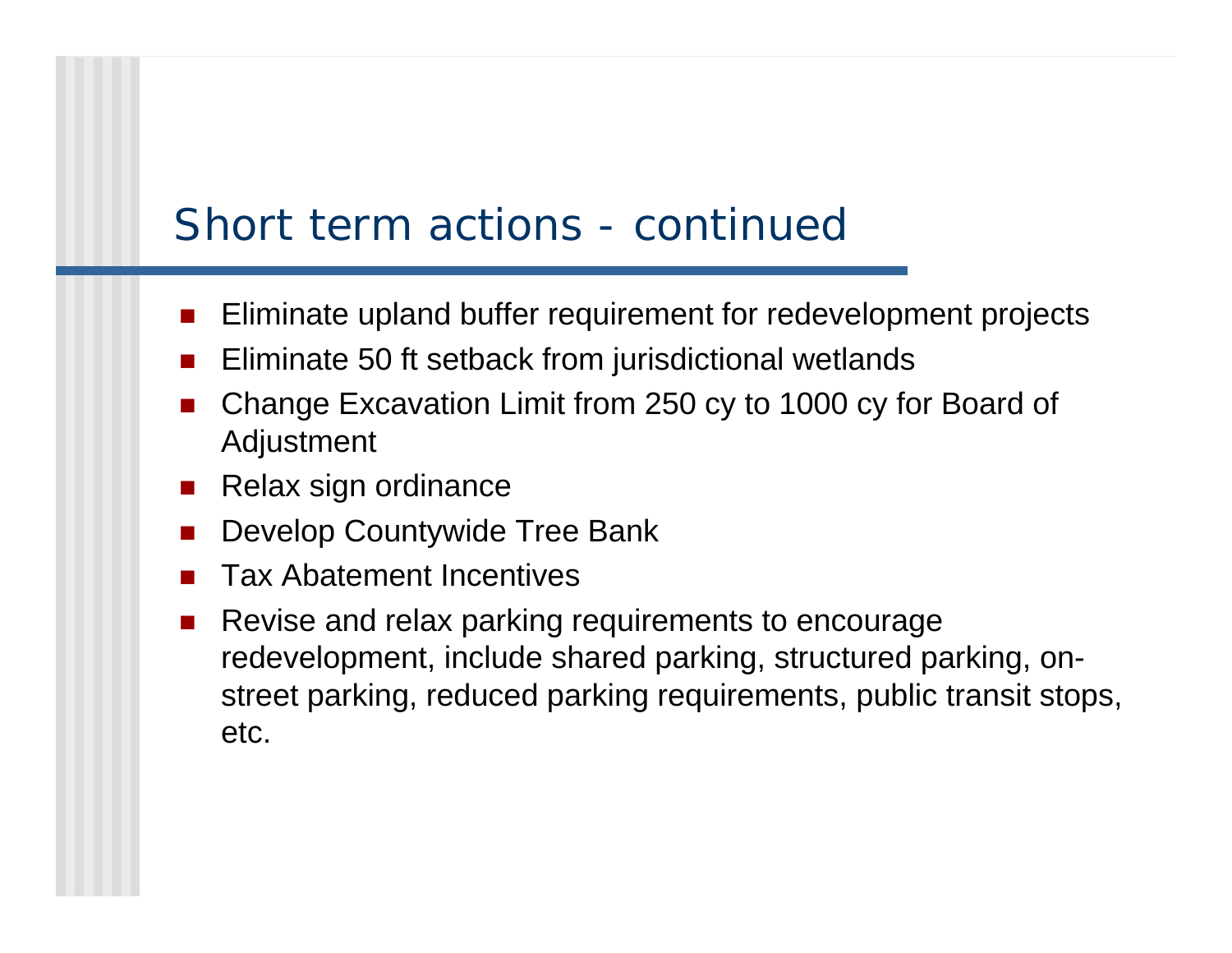## Short term actions - continued

- Eliminate upland buffer requirement for redevelopment projects
- Eliminate 50 ft setback from jurisdictional wetlands
- Change Excavation Limit from 250 cy to 1000 cy for Board of Adjustment
- Relax sign ordinance
- Develop Countywide Tree Bank
- Tax Abatement Incentives
- Revise and relax parking requirements to encourage redevelopment, include shared parking, structured parking, on-street parking, reduced parking requirements, public transit stops, etc.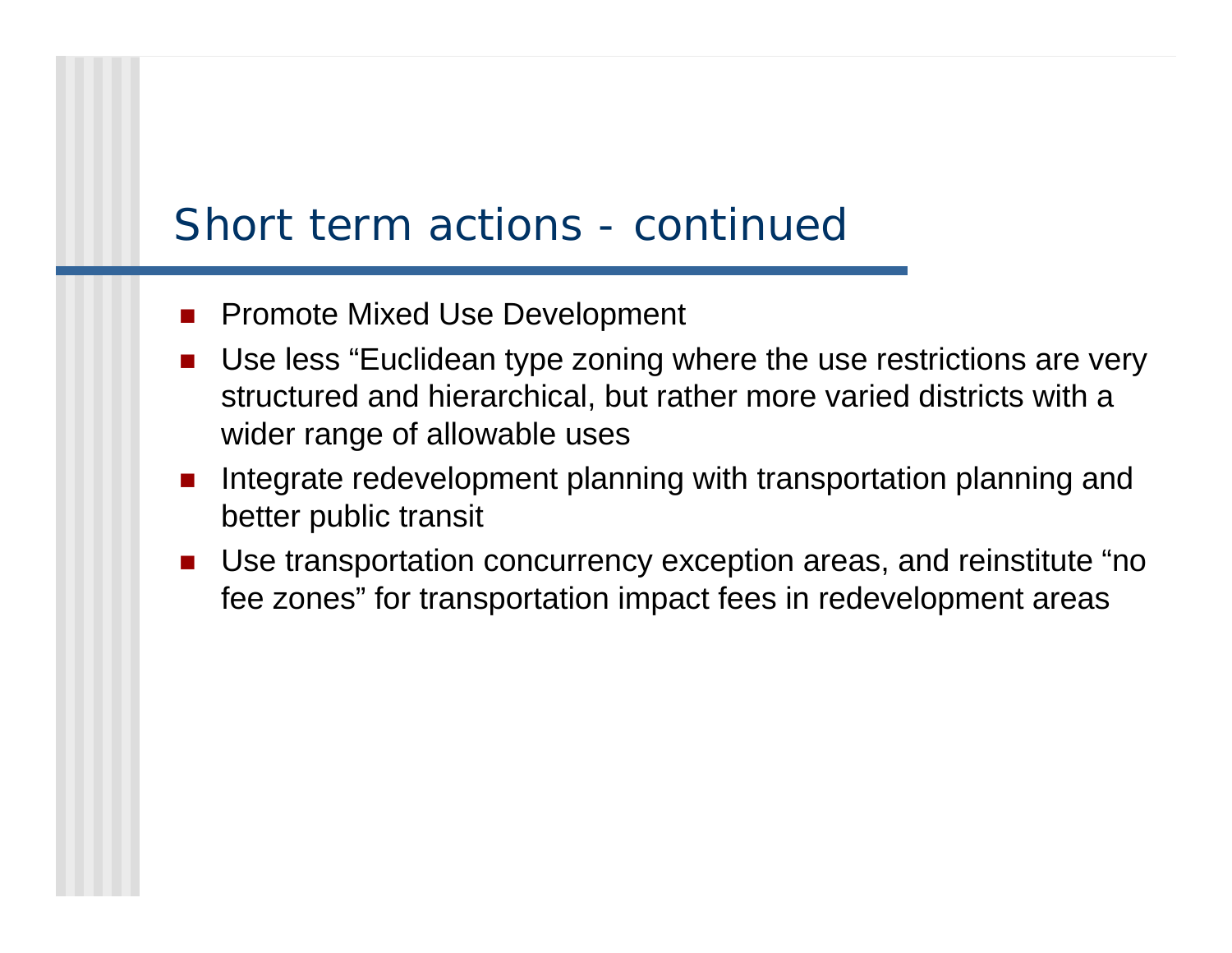# Short term actions - continued

- Promote Mixed Use Development
- Use less “Euclidean type zoning where the use restrictions are very structured and hierarchical, but rather more varied districts with a wider range of allowable uses
- Integrate redevelopment planning with transportation planning and better public transit
- Use transportation concurrency exception areas, and reinstitute “no fee zones” for transportation impact fees in redevelopment areas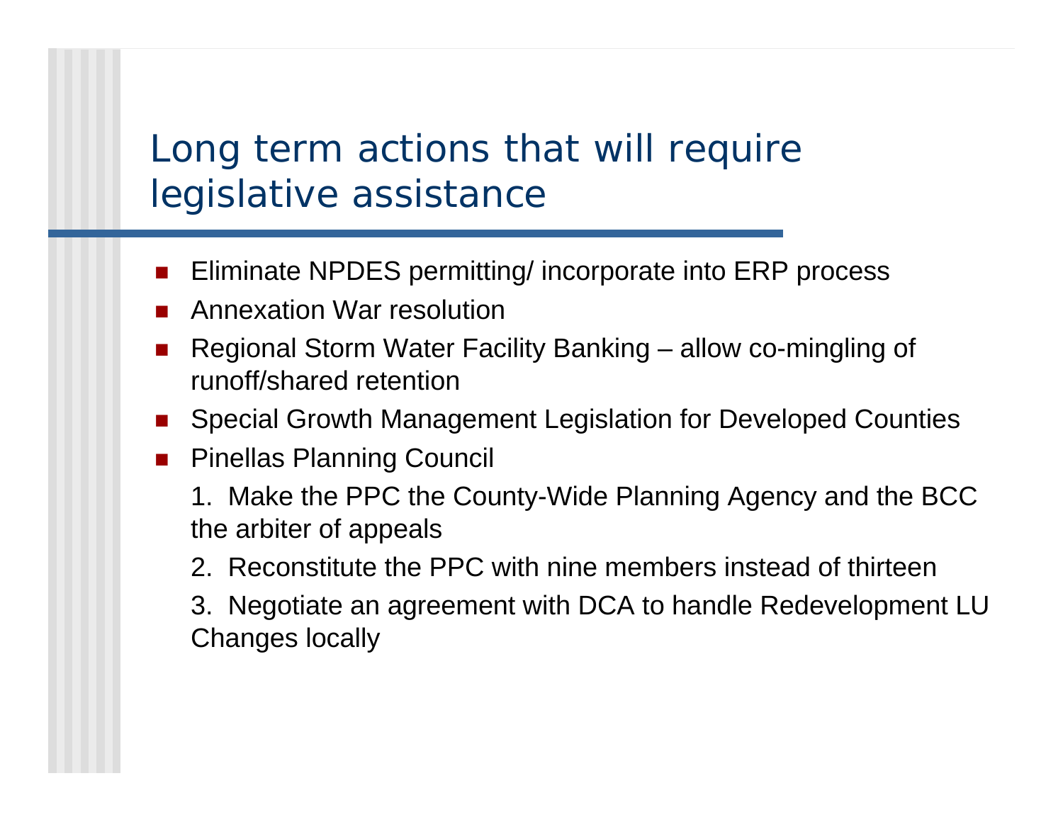# Long term actions that will require legislative assistance

- Eliminate NPDES permitting/ incorporate into ERP process
- Annexation War resolution
- Regional Storm Water Facility Banking – allow co-mingling of runoff/shared retention
- Special Growth Management Legislation for Developed Counties
- Pinellas Planning Council

  1. Make the PPC the County-Wide Planning Agency and the BCC the arbiter of appeals
  2. Reconstitute the PPC with nine members instead of thirteen
  3. Negotiate an agreement with DCA to handle Redevelopment LU Changes locally